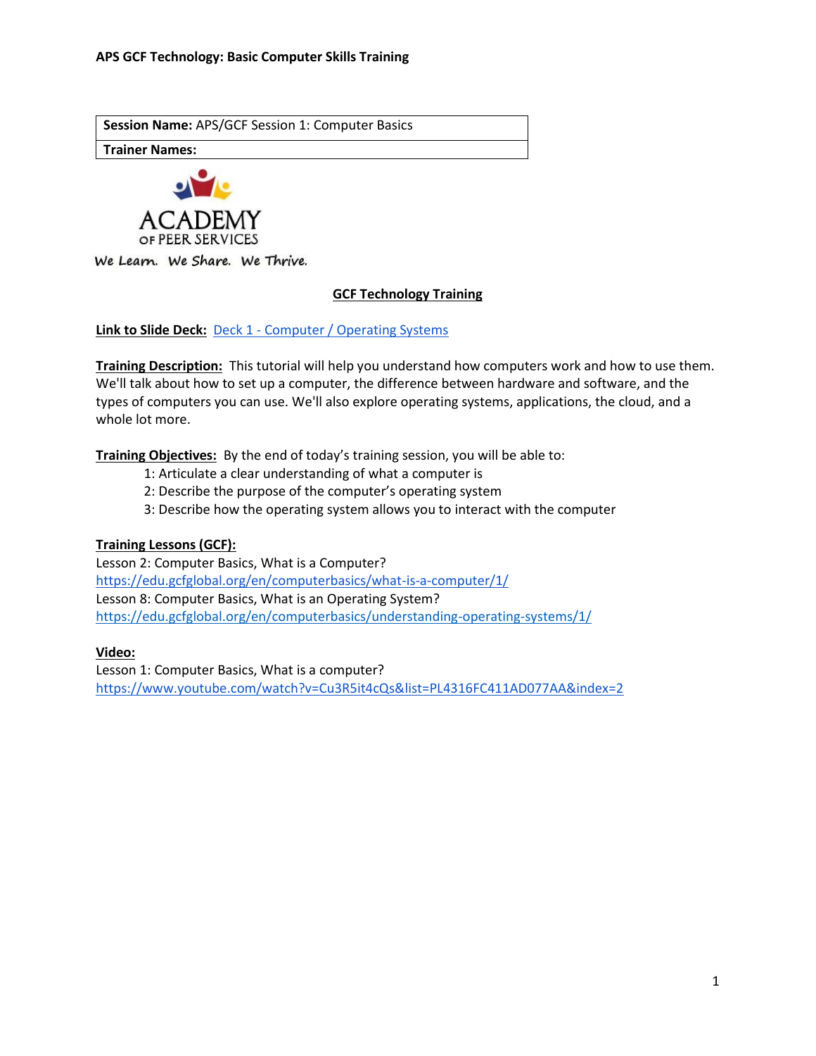**APS GCF Technology: Basic Computer Skills Training**

| **Session Name:** APS/GCF Session 1: Computer Basics |
| --- |
| **Trainer Names:** |

ACADEMY OF PEER SERVICES

We Learn. We Share. We Thrive.

## GCF Technology Training

**Link to Slide Deck:** [Deck 1 - Computer / Operating Systems]()

**Training Description:** This tutorial will help you understand how computers work and how to use them. We'll talk about how to set up a computer, the difference between hardware and software, and the types of computers you can use. We'll also explore operating systems, applications, the cloud, and a whole lot more.

**Training Objectives:** By the end of today's training session, you will be able to:

1: Articulate a clear understanding of what a computer is
2: Describe the purpose of the computer's operating system
3: Describe how the operating system allows you to interact with the computer

**Training Lessons (GCF):**
Lesson 2: Computer Basics, What is a Computer?
https://edu.gcfglobal.org/en/computerbasics/what-is-a-computer/1/
Lesson 8: Computer Basics, What is an Operating System?
https://edu.gcfglobal.org/en/computerbasics/understanding-operating-systems/1/

**Video:**
Lesson 1: Computer Basics, What is a computer?
https://www.youtube.com/watch?v=Cu3R5it4cQs&list=PL4316FC411AD077AA&index=2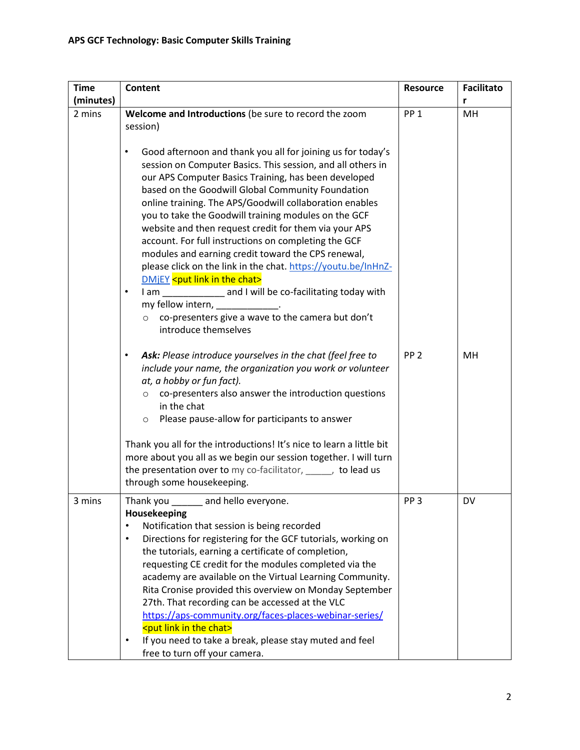**APS GCF Technology: Basic Computer Skills Training**

| Time (minutes) | Content | Resource | Facilitator |
|---|---|---|---|
| 2 mins | **Welcome and Introductions** (be sure to record the zoom session)<br><br>• Good afternoon and thank you all for joining us for today's session on Computer Basics. This session, and all others in our APS Computer Basics Training, has been developed based on the Goodwill Global Community Foundation online training. The APS/Goodwill collaboration enables you to take the Goodwill training modules on the GCF website and then request credit for them via your APS account. For full instructions on completing the GCF modules and earning credit toward the CPS renewal, please click on the link in the chat. https://youtu.be/InHnZ-DMjEY <put link in the chat><br>• I am ____________ and I will be co-facilitating today with my fellow intern, ____________.<br>  ○ co-presenters give a wave to the camera but don't introduce themselves | PP 1 | MH |
| | • ***Ask:*** *Please introduce yourselves in the chat (feel free to include your name, the organization you work or volunteer at, a hobby or fun fact).*<br>  ○ co-presenters also answer the introduction questions in the chat<br>  ○ Please pause-allow for participants to answer<br><br>Thank you all for the introductions! It's nice to learn a little bit more about you all as we begin our session together. I will turn the presentation over to my co-facilitator, _____, to lead us through some housekeeping. | PP 2 | MH |
| 3 mins | Thank you ______ and hello everyone.<br>**Housekeeping**<br>• Notification that session is being recorded<br>• Directions for registering for the GCF tutorials, working on the tutorials, earning a certificate of completion, requesting CE credit for the modules completed via the academy are available on the Virtual Learning Community. Rita Cronise provided this overview on Monday September 27th. That recording can be accessed at the VLC https://aps-community.org/faces-places-webinar-series/ <put link in the chat><br>• If you need to take a break, please stay muted and feel free to turn off your camera. | PP 3 | DV |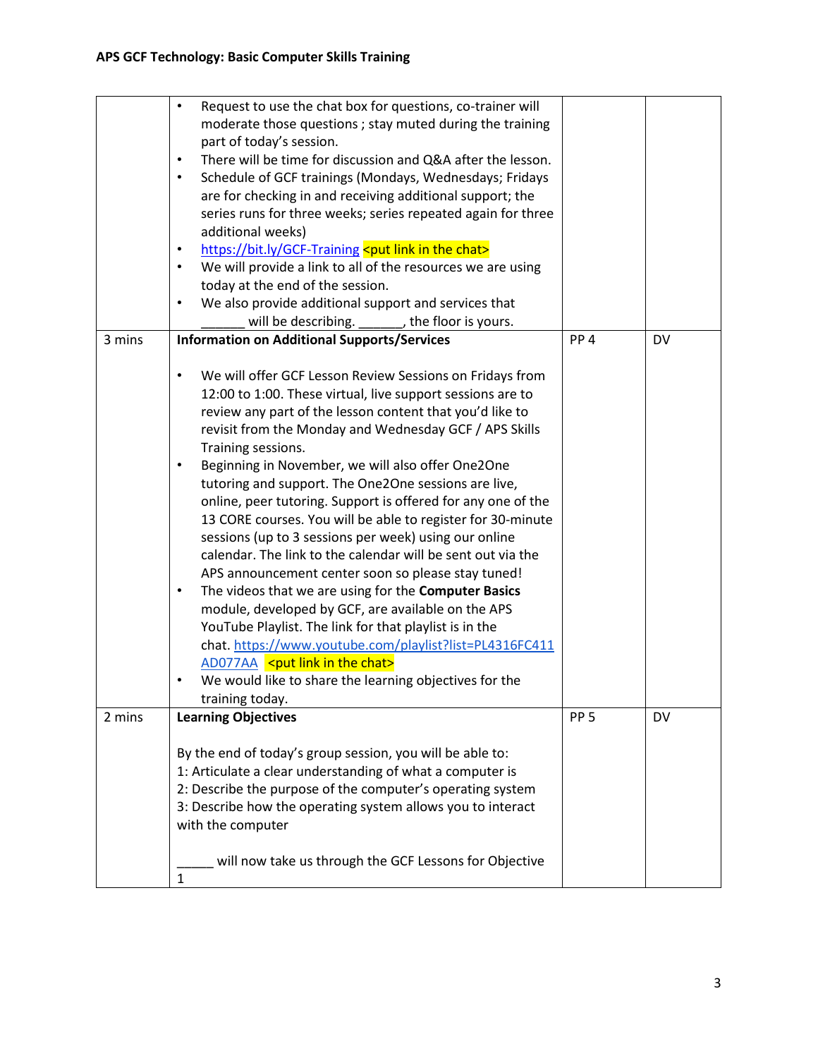| | | | |
|---|---|---|---|
| | • Request to use the chat box for questions, co-trainer will moderate those questions ; stay muted during the training part of today's session.<br>• There will be time for discussion and Q&A after the lesson.<br>• Schedule of GCF trainings (Mondays, Wednesdays; Fridays are for checking in and receiving additional support; the series runs for three weeks; series repeated again for three additional weeks)<br>• https://bit.ly/GCF-Training <put link in the chat><br>• We will provide a link to all of the resources we are using today at the end of the session.<br>• We also provide additional support and services that ______ will be describing. ______, the floor is yours. | | |
| 3 mins | **Information on Additional Supports/Services**<br><br>• We will offer GCF Lesson Review Sessions on Fridays from 12:00 to 1:00. These virtual, live support sessions are to review any part of the lesson content that you'd like to revisit from the Monday and Wednesday GCF / APS Skills Training sessions.<br>• Beginning in November, we will also offer One2One tutoring and support. The One2One sessions are live, online, peer tutoring. Support is offered for any one of the 13 CORE courses. You will be able to register for 30-minute sessions (up to 3 sessions per week) using our online calendar. The link to the calendar will be sent out via the APS announcement center soon so please stay tuned!<br>• The videos that we are using for the **Computer Basics** module, developed by GCF, are available on the APS YouTube Playlist. The link for that playlist is in the chat. https://www.youtube.com/playlist?list=PL4316FC411AD077AA <put link in the chat><br>• We would like to share the learning objectives for the training today. | PP 4 | DV |
| 2 mins | **Learning Objectives**<br><br>By the end of today's group session, you will be able to:<br>1: Articulate a clear understanding of what a computer is<br>2: Describe the purpose of the computer's operating system<br>3: Describe how the operating system allows you to interact with the computer<br><br>_____ will now take us through the GCF Lessons for Objective 1 | PP 5 | DV |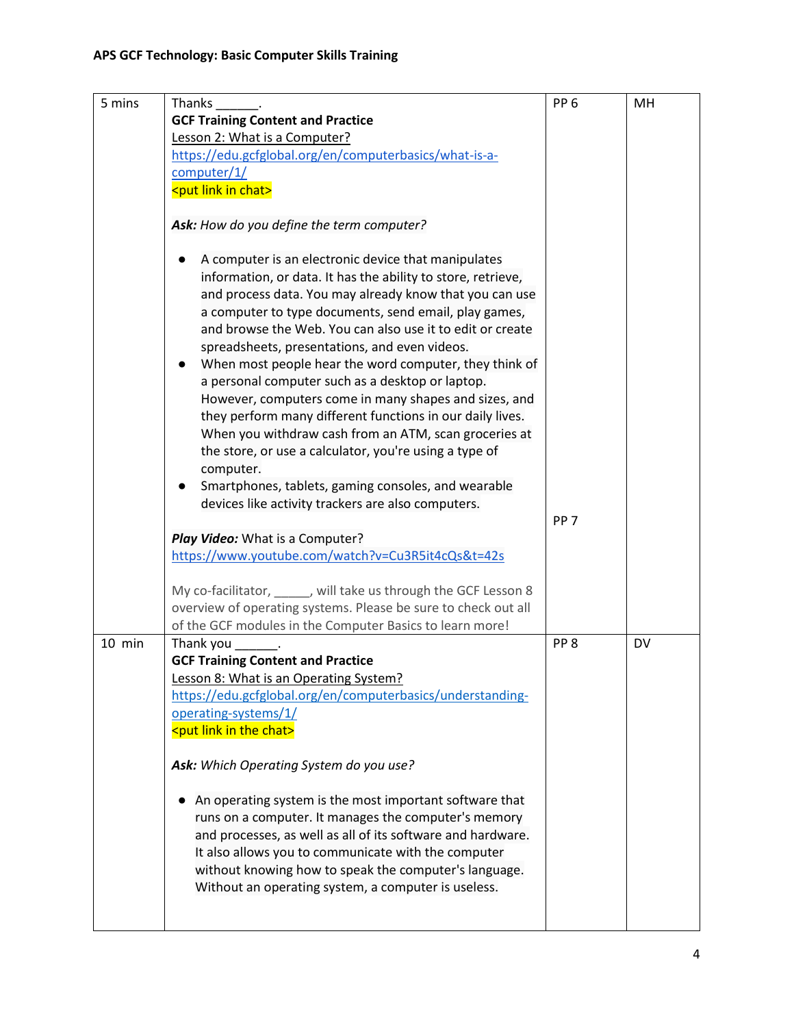| 5 mins | Thanks ______.<br>**GCF Training Content and Practice**<br>Lesson 2: What is a Computer?<br>https://edu.gcfglobal.org/en/computerbasics/what-is-a-computer/1/<br><put link in chat><br><br>***Ask:*** *How do you define the term computer?*<br><br>● A computer is an electronic device that manipulates information, or data. It has the ability to store, retrieve, and process data. You may already know that you can use a computer to type documents, send email, play games, and browse the Web. You can also use it to edit or create spreadsheets, presentations, and even videos.<br>● When most people hear the word computer, they think of a personal computer such as a desktop or laptop. However, computers come in many shapes and sizes, and they perform many different functions in our daily lives. When you withdraw cash from an ATM, scan groceries at the store, or use a calculator, you're using a type of computer.<br>● Smartphones, tablets, gaming consoles, and wearable devices like activity trackers are also computers.<br><br>***Play Video:*** What is a Computer?<br>https://www.youtube.com/watch?v=Cu3R5it4cQs&t=42s<br><br>My co-facilitator, _____, will take us through the GCF Lesson 8 overview of operating systems. Please be sure to check out all of the GCF modules in the Computer Basics to learn more! | PP 6<br><br>PP 7 | MH |
|---|---|---|---|
| 10 min | Thank you ______.<br>**GCF Training Content and Practice**<br>Lesson 8: What is an Operating System?<br>https://edu.gcfglobal.org/en/computerbasics/understanding-operating-systems/1/<br><put link in the chat><br><br>***Ask:*** *Which Operating System do you use?*<br><br>● An operating system is the most important software that runs on a computer. It manages the computer's memory and processes, as well as all of its software and hardware. It also allows you to communicate with the computer without knowing how to speak the computer's language. Without an operating system, a computer is useless. | PP 8 | DV |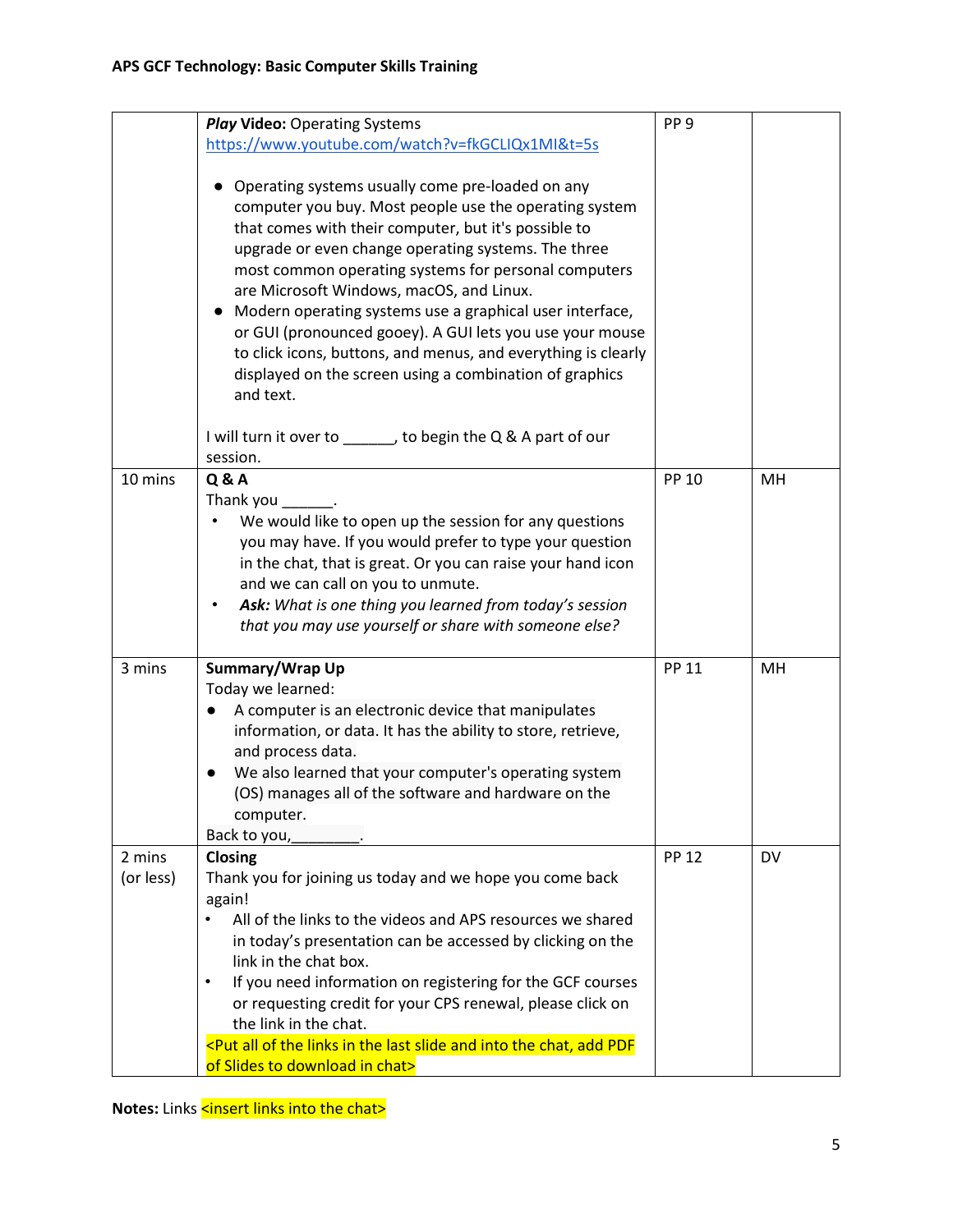| | | | |
|---|---|---|---|
| | ***Play* Video:** Operating Systems<br>https://www.youtube.com/watch?v=fkGCLIQx1MI&t=5s<br><br>● Operating systems usually come pre-loaded on any computer you buy. Most people use the operating system that comes with their computer, but it's possible to upgrade or even change operating systems. The three most common operating systems for personal computers are Microsoft Windows, macOS, and Linux.<br>● Modern operating systems use a graphical user interface, or GUI (pronounced gooey). A GUI lets you use your mouse to click icons, buttons, and menus, and everything is clearly displayed on the screen using a combination of graphics and text.<br><br>I will turn it over to ______, to begin the Q & A part of our session. | PP 9 | |
| 10 mins | **Q & A**<br>Thank you ______.<br>• We would like to open up the session for any questions you may have. If you would prefer to type your question in the chat, that is great. Or you can raise your hand icon and we can call on you to unmute.<br>• ***Ask:*** *What is one thing you learned from today's session that you may use yourself or share with someone else?* | PP 10 | MH |
| 3 mins | **Summary/Wrap Up**<br>Today we learned:<br>● A computer is an electronic device that manipulates information, or data. It has the ability to store, retrieve, and process data.<br>● We also learned that your computer's operating system (OS) manages all of the software and hardware on the computer.<br>Back to you,________. | PP 11 | MH |
| 2 mins (or less) | **Closing**<br>Thank you for joining us today and we hope you come back again!<br>• All of the links to the videos and APS resources we shared in today's presentation can be accessed by clicking on the link in the chat box.<br>• If you need information on registering for the GCF courses or requesting credit for your CPS renewal, please click on the link in the chat.<br><Put all of the links in the last slide and into the chat, add PDF of Slides to download in chat> | PP 12 | DV |

**Notes:** Links <insert links into the chat>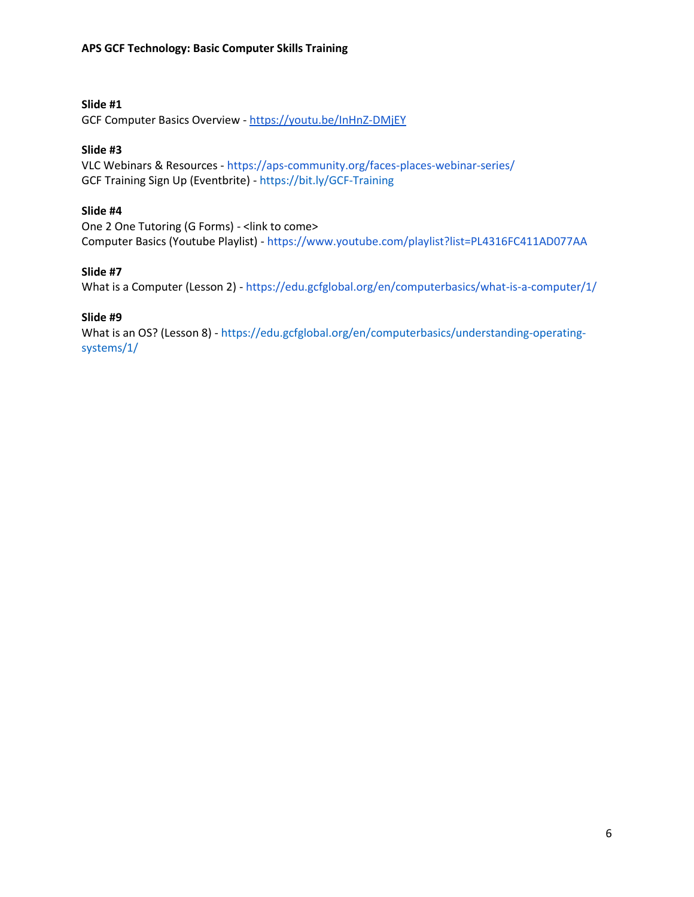**Slide #1**
GCF Computer Basics Overview - https://youtu.be/lnHnZ-DMjEY

**Slide #3**
VLC Webinars & Resources - https://aps-community.org/faces-places-webinar-series/
GCF Training Sign Up (Eventbrite) - https://bit.ly/GCF-Training

**Slide #4**
One 2 One Tutoring (G Forms) - <link to come>
Computer Basics (Youtube Playlist) - https://www.youtube.com/playlist?list=PL4316FC411AD077AA

**Slide #7**
What is a Computer (Lesson 2) - https://edu.gcfglobal.org/en/computerbasics/what-is-a-computer/1/

**Slide #9**
What is an OS? (Lesson 8) - https://edu.gcfglobal.org/en/computerbasics/understanding-operating-systems/1/